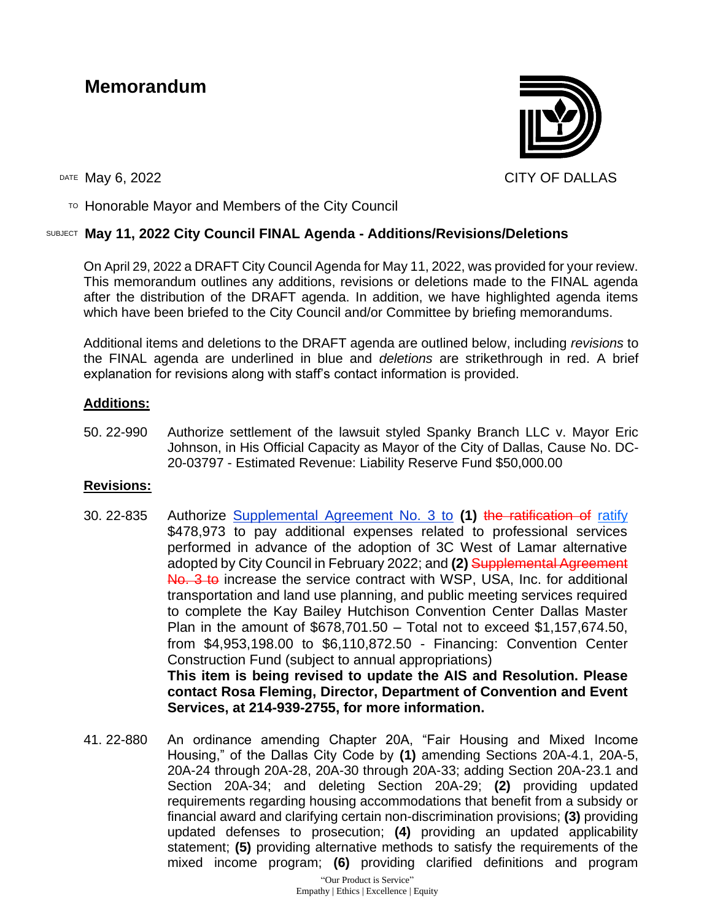# Memorandum

CITY OF DALLAS

DATE May 6, 2022

TO Honorable Mayor and Members of the City Council

SUBJECT **May 11, 2022 City Council FINAL Agenda - Additions/Revisions/Deletions**

On April 29, 2022 a DRAFT City Council Agenda for May 11, 2022, was provided for your review. This memorandum outlines any additions, revisions or deletions made to the FINAL agenda after the distribution of the DRAFT agenda. In addition, we have highlighted agenda items which have been briefed to the City Council and/or Committee by briefing memorandums.

Additional items and deletions to the DRAFT agenda are outlined below, including *revisions* to the FINAL agenda are underlined in blue and *deletions* are strikethrough in red. A brief explanation for revisions along with staff's contact information is provided.

## Additions:

50. 22-990 Authorize settlement of the lawsuit styled Spanky Branch LLC v. Mayor Eric Johnson, in His Official Capacity as Mayor of the City of Dallas, Cause No. DC-20-03797 - Estimated Revenue: Liability Reserve Fund $50,000.00

## Revisions:

30. 22-835 Authorize <u>Supplemental Agreement No. 3 to</u> **(1)** ~~the ratification of~~ <u>ratify</u> $478,973 to pay additional expenses related to professional services performed in advance of the adoption of 3C West of Lamar alternative adopted by City Council in February 2022; and **(2)** ~~Supplemental Agreement No. 3 to~~ increase the service contract with WSP, USA, Inc. for additional transportation and land use planning, and public meeting services required to complete the Kay Bailey Hutchison Convention Center Dallas Master Plan in the amount of $678,701.50 – Total not to exceed $1,157,674.50, from $4,953,198.00 to $6,110,872.50 - Financing: Convention Center Construction Fund (subject to annual appropriations)
**This item is being revised to update the AIS and Resolution. Please contact Rosa Fleming, Director, Department of Convention and Event Services, at 214-939-2755, for more information.**

41. 22-880 An ordinance amending Chapter 20A, "Fair Housing and Mixed Income Housing," of the Dallas City Code by **(1)** amending Sections 20A-4.1, 20A-5, 20A-24 through 20A-28, 20A-30 through 20A-33; adding Section 20A-23.1 and Section 20A-34; and deleting Section 20A-29; **(2)** providing updated requirements regarding housing accommodations that benefit from a subsidy or financial award and clarifying certain non-discrimination provisions; **(3)** providing updated defenses to prosecution; **(4)** providing an updated applicability statement; **(5)** providing alternative methods to satisfy the requirements of the mixed income program; **(6)** providing clarified definitions and program

"Our Product is Service"
Empathy | Ethics | Excellence | Equity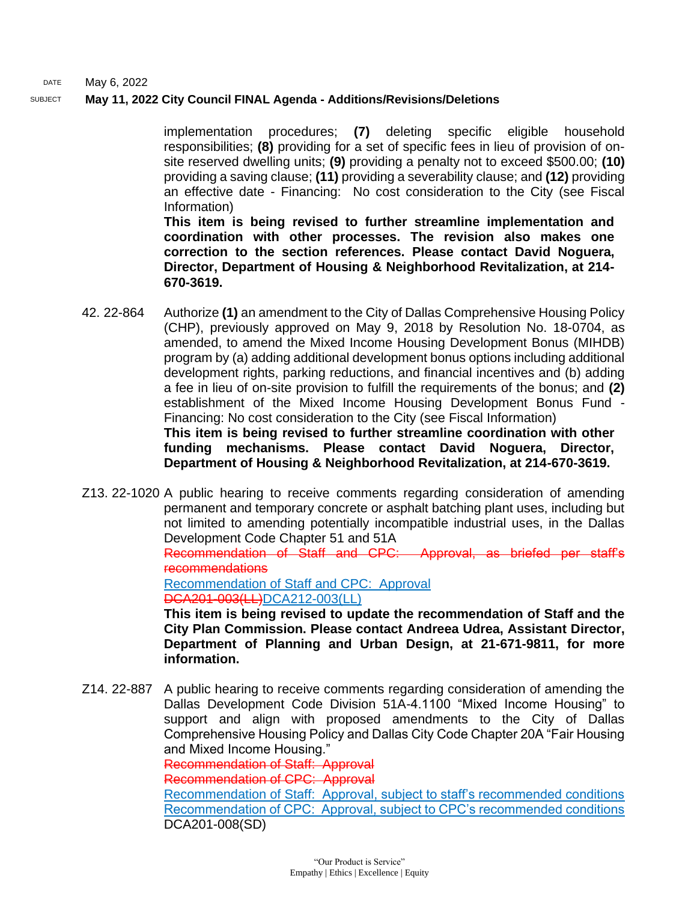implementation procedures; **(7)** deleting specific eligible household responsibilities; **(8)** providing for a set of specific fees in lieu of provision of on-site reserved dwelling units; **(9)** providing a penalty not to exceed $500.00; **(10)** providing a saving clause; **(11)** providing a severability clause; and **(12)** providing an effective date - Financing: No cost consideration to the City (see Fiscal Information)

**This item is being revised to further streamline implementation and coordination with other processes. The revision also makes one correction to the section references. Please contact David Noguera, Director, Department of Housing & Neighborhood Revitalization, at 214-670-3619.**

42. 22-864 Authorize **(1)** an amendment to the City of Dallas Comprehensive Housing Policy (CHP), previously approved on May 9, 2018 by Resolution No. 18-0704, as amended, to amend the Mixed Income Housing Development Bonus (MIHDB) program by (a) adding additional development bonus options including additional development rights, parking reductions, and financial incentives and (b) adding a fee in lieu of on-site provision to fulfill the requirements of the bonus; and **(2)** establishment of the Mixed Income Housing Development Bonus Fund - Financing: No cost consideration to the City (see Fiscal Information)

**This item is being revised to further streamline coordination with other funding mechanisms. Please contact David Noguera, Director, Department of Housing & Neighborhood Revitalization, at 214-670-3619.**

Z13. 22-1020 A public hearing to receive comments regarding consideration of amending permanent and temporary concrete or asphalt batching plant uses, including but not limited to amending potentially incompatible industrial uses, in the Dallas Development Code Chapter 51 and 51A

~~Recommendation of Staff and CPC: Approval, as briefed per staff's recommendations~~

Recommendation of Staff and CPC: Approval

~~DCA201-003(LL)~~DCA212-003(LL)

**This item is being revised to update the recommendation of Staff and the City Plan Commission. Please contact Andreea Udrea, Assistant Director, Department of Planning and Urban Design, at 21-671-9811, for more information.**

Z14. 22-887 A public hearing to receive comments regarding consideration of amending the Dallas Development Code Division 51A-4.1100 "Mixed Income Housing" to support and align with proposed amendments to the City of Dallas Comprehensive Housing Policy and Dallas City Code Chapter 20A "Fair Housing and Mixed Income Housing."

~~Recommendation of Staff: Approval~~

~~Recommendation of CPC: Approval~~

Recommendation of Staff: Approval, subject to staff's recommended conditions

Recommendation of CPC: Approval, subject to CPC's recommended conditions

DCA201-008(SD)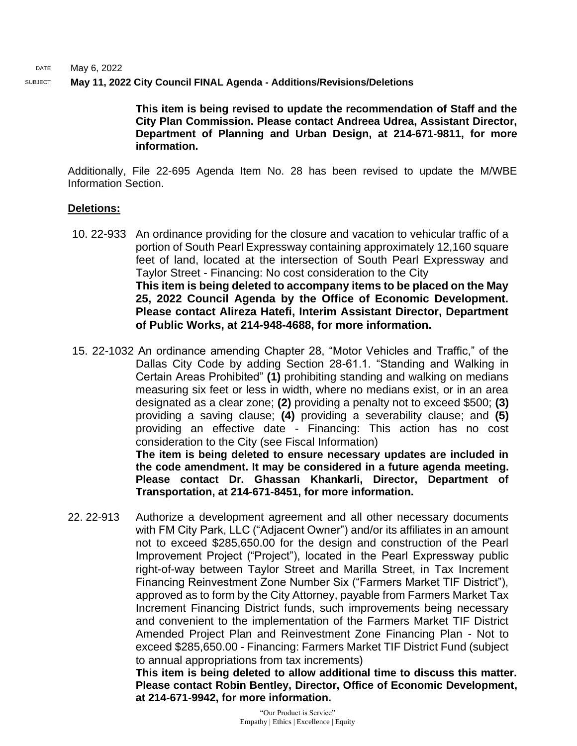DATE May 6, 2022

SUBJECT **May 11, 2022 City Council FINAL Agenda - Additions/Revisions/Deletions**

**This item is being revised to update the recommendation of Staff and the City Plan Commission. Please contact Andreea Udrea, Assistant Director, Department of Planning and Urban Design, at 214-671-9811, for more information.**

Additionally, File 22-695 Agenda Item No. 28 has been revised to update the M/WBE Information Section.

**Deletions:**

10. 22-933 An ordinance providing for the closure and vacation to vehicular traffic of a portion of South Pearl Expressway containing approximately 12,160 square feet of land, located at the intersection of South Pearl Expressway and Taylor Street - Financing: No cost consideration to the City
**This item is being deleted to accompany items to be placed on the May 25, 2022 Council Agenda by the Office of Economic Development. Please contact Alireza Hatefi, Interim Assistant Director, Department of Public Works, at 214-948-4688, for more information.**

15. 22-1032 An ordinance amending Chapter 28, "Motor Vehicles and Traffic," of the Dallas City Code by adding Section 28-61.1. "Standing and Walking in Certain Areas Prohibited" **(1)** prohibiting standing and walking on medians measuring six feet or less in width, where no medians exist, or in an area designated as a clear zone; **(2)** providing a penalty not to exceed $500; **(3)** providing a saving clause; **(4)** providing a severability clause; and **(5)** providing an effective date - Financing: This action has no cost consideration to the City (see Fiscal Information)
**The item is being deleted to ensure necessary updates are included in the code amendment. It may be considered in a future agenda meeting. Please contact Dr. Ghassan Khankarli, Director, Department of Transportation, at 214-671-8451, for more information.**

22. 22-913 Authorize a development agreement and all other necessary documents with FM City Park, LLC ("Adjacent Owner") and/or its affiliates in an amount not to exceed $285,650.00 for the design and construction of the Pearl Improvement Project ("Project"), located in the Pearl Expressway public right-of-way between Taylor Street and Marilla Street, in Tax Increment Financing Reinvestment Zone Number Six ("Farmers Market TIF District"), approved as to form by the City Attorney, payable from Farmers Market Tax Increment Financing District funds, such improvements being necessary and convenient to the implementation of the Farmers Market TIF District Amended Project Plan and Reinvestment Zone Financing Plan - Not to exceed $285,650.00 - Financing: Farmers Market TIF District Fund (subject to annual appropriations from tax increments)
**This item is being deleted to allow additional time to discuss this matter. Please contact Robin Bentley, Director, Office of Economic Development, at 214-671-9942, for more information.**

"Our Product is Service"
Empathy | Ethics | Excellence | Equity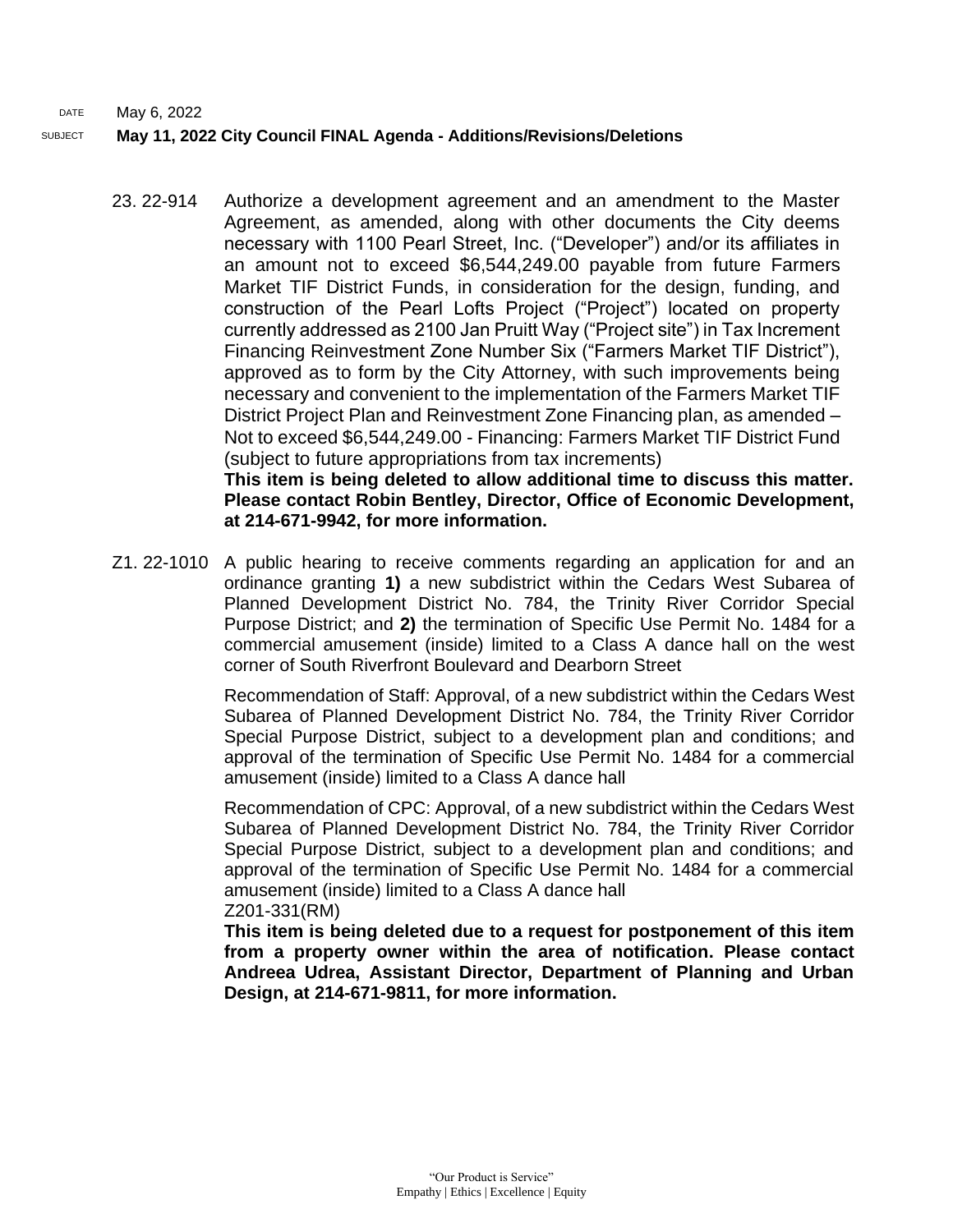DATE May 6, 2022

SUBJECT **May 11, 2022 City Council FINAL Agenda - Additions/Revisions/Deletions**

23. 22-914 Authorize a development agreement and an amendment to the Master Agreement, as amended, along with other documents the City deems necessary with 1100 Pearl Street, Inc. ("Developer") and/or its affiliates in an amount not to exceed $6,544,249.00 payable from future Farmers Market TIF District Funds, in consideration for the design, funding, and construction of the Pearl Lofts Project ("Project") located on property currently addressed as 2100 Jan Pruitt Way ("Project site") in Tax Increment Financing Reinvestment Zone Number Six ("Farmers Market TIF District"), approved as to form by the City Attorney, with such improvements being necessary and convenient to the implementation of the Farmers Market TIF District Project Plan and Reinvestment Zone Financing plan, as amended – Not to exceed $6,544,249.00 - Financing: Farmers Market TIF District Fund (subject to future appropriations from tax increments)
**This item is being deleted to allow additional time to discuss this matter. Please contact Robin Bentley, Director, Office of Economic Development, at 214-671-9942, for more information.**

Z1. 22-1010 A public hearing to receive comments regarding an application for and an ordinance granting **1)** a new subdistrict within the Cedars West Subarea of Planned Development District No. 784, the Trinity River Corridor Special Purpose District; and **2)** the termination of Specific Use Permit No. 1484 for a commercial amusement (inside) limited to a Class A dance hall on the west corner of South Riverfront Boulevard and Dearborn Street

Recommendation of Staff: Approval, of a new subdistrict within the Cedars West Subarea of Planned Development District No. 784, the Trinity River Corridor Special Purpose District, subject to a development plan and conditions; and approval of the termination of Specific Use Permit No. 1484 for a commercial amusement (inside) limited to a Class A dance hall

Recommendation of CPC: Approval, of a new subdistrict within the Cedars West Subarea of Planned Development District No. 784, the Trinity River Corridor Special Purpose District, subject to a development plan and conditions; and approval of the termination of Specific Use Permit No. 1484 for a commercial amusement (inside) limited to a Class A dance hall
Z201-331(RM)
**This item is being deleted due to a request for postponement of this item from a property owner within the area of notification. Please contact Andreea Udrea, Assistant Director, Department of Planning and Urban Design, at 214-671-9811, for more information.**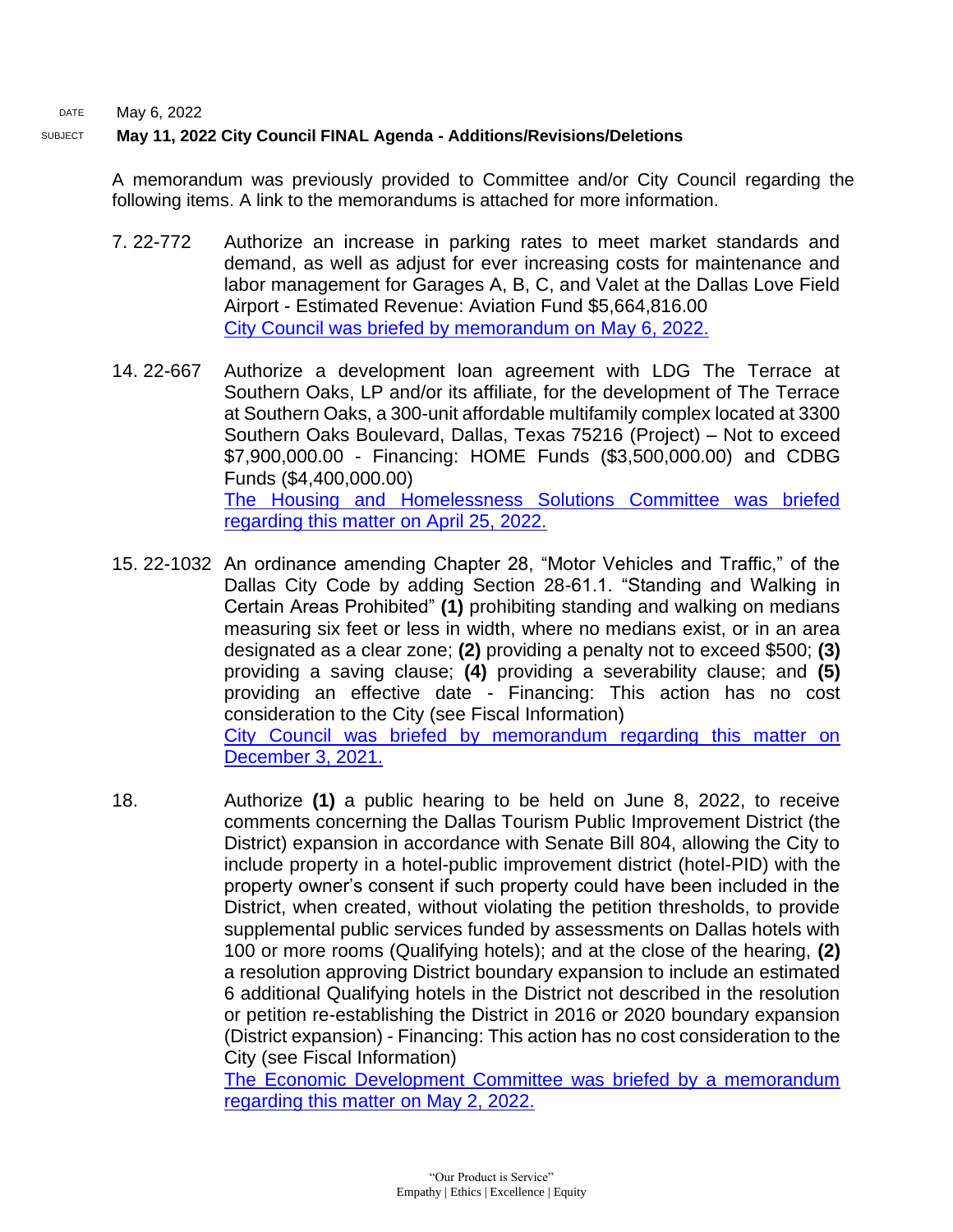DATE May 6, 2022

SUBJECT **May 11, 2022 City Council FINAL Agenda - Additions/Revisions/Deletions**

A memorandum was previously provided to Committee and/or City Council regarding the following items. A link to the memorandums is attached for more information.

7. 22-772 Authorize an increase in parking rates to meet market standards and demand, as well as adjust for ever increasing costs for maintenance and labor management for Garages A, B, C, and Valet at the Dallas Love Field Airport - Estimated Revenue: Aviation Fund $5,664,816.00
   City Council was briefed by memorandum on May 6, 2022.

14. 22-667 Authorize a development loan agreement with LDG The Terrace at Southern Oaks, LP and/or its affiliate, for the development of The Terrace at Southern Oaks, a 300-unit affordable multifamily complex located at 3300 Southern Oaks Boulevard, Dallas, Texas 75216 (Project) – Not to exceed $7,900,000.00 - Financing: HOME Funds ($3,500,000.00) and CDBG Funds ($4,400,000.00)
   The Housing and Homelessness Solutions Committee was briefed regarding this matter on April 25, 2022.

15. 22-1032 An ordinance amending Chapter 28, “Motor Vehicles and Traffic,” of the Dallas City Code by adding Section 28-61.1. “Standing and Walking in Certain Areas Prohibited” **(1)** prohibiting standing and walking on medians measuring six feet or less in width, where no medians exist, or in an area designated as a clear zone; **(2)** providing a penalty not to exceed $500; **(3)** providing a saving clause; **(4)** providing a severability clause; and **(5)** providing an effective date - Financing: This action has no cost consideration to the City (see Fiscal Information)
   City Council was briefed by memorandum regarding this matter on December 3, 2021.

18. Authorize **(1)** a public hearing to be held on June 8, 2022, to receive comments concerning the Dallas Tourism Public Improvement District (the District) expansion in accordance with Senate Bill 804, allowing the City to include property in a hotel-public improvement district (hotel-PID) with the property owner’s consent if such property could have been included in the District, when created, without violating the petition thresholds, to provide supplemental public services funded by assessments on Dallas hotels with 100 or more rooms (Qualifying hotels); and at the close of the hearing, **(2)** a resolution approving District boundary expansion to include an estimated 6 additional Qualifying hotels in the District not described in the resolution or petition re-establishing the District in 2016 or 2020 boundary expansion (District expansion) - Financing: This action has no cost consideration to the City (see Fiscal Information)
   The Economic Development Committee was briefed by a memorandum regarding this matter on May 2, 2022.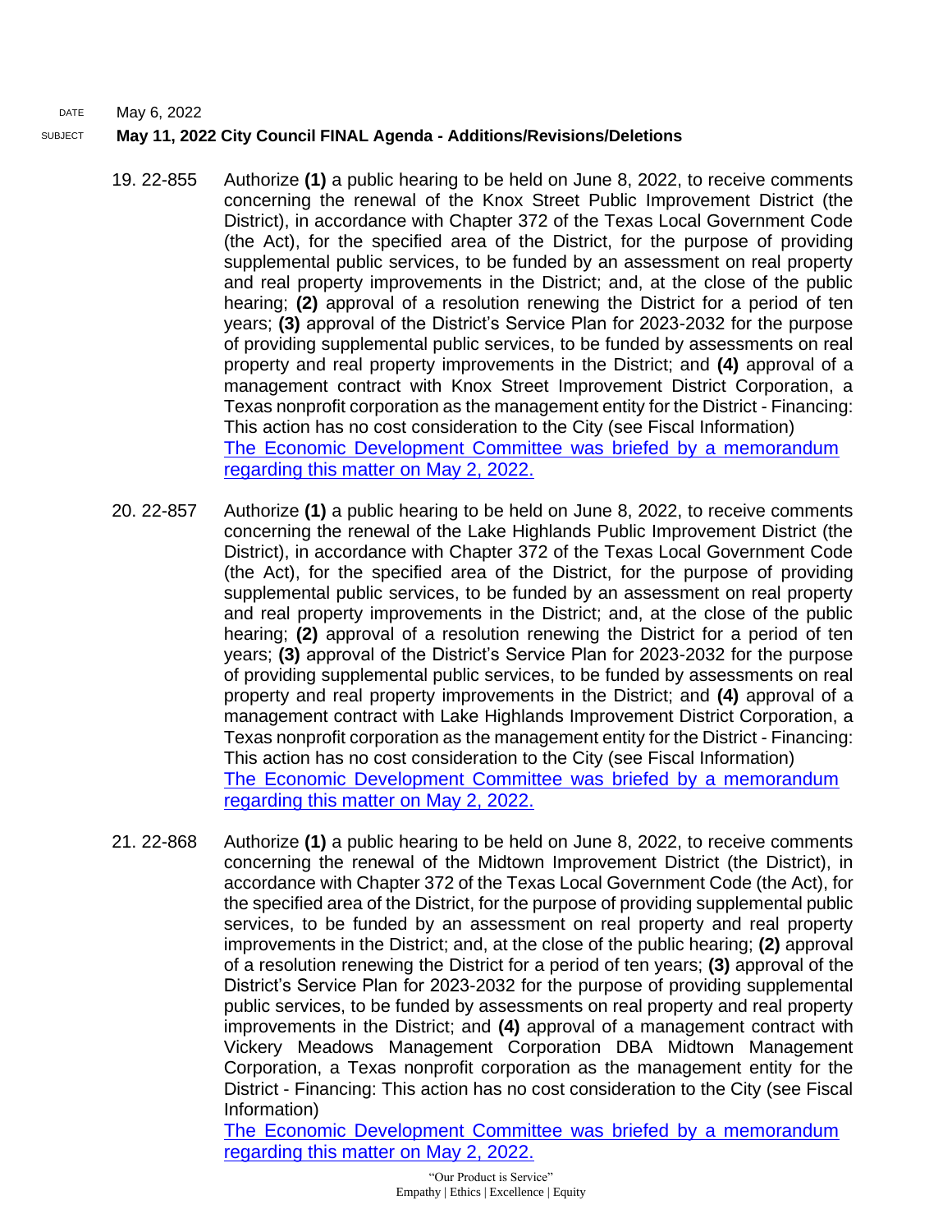DATE May 6, 2022

SUBJECT **May 11, 2022 City Council FINAL Agenda - Additions/Revisions/Deletions**

19. 22-855 Authorize **(1)** a public hearing to be held on June 8, 2022, to receive comments concerning the renewal of the Knox Street Public Improvement District (the District), in accordance with Chapter 372 of the Texas Local Government Code (the Act), for the specified area of the District, for the purpose of providing supplemental public services, to be funded by an assessment on real property and real property improvements in the District; and, at the close of the public hearing; **(2)** approval of a resolution renewing the District for a period of ten years; **(3)** approval of the District's Service Plan for 2023-2032 for the purpose of providing supplemental public services, to be funded by assessments on real property and real property improvements in the District; and **(4)** approval of a management contract with Knox Street Improvement District Corporation, a Texas nonprofit corporation as the management entity for the District - Financing: This action has no cost consideration to the City (see Fiscal Information)
The Economic Development Committee was briefed by a memorandum regarding this matter on May 2, 2022.

20. 22-857 Authorize **(1)** a public hearing to be held on June 8, 2022, to receive comments concerning the renewal of the Lake Highlands Public Improvement District (the District), in accordance with Chapter 372 of the Texas Local Government Code (the Act), for the specified area of the District, for the purpose of providing supplemental public services, to be funded by an assessment on real property and real property improvements in the District; and, at the close of the public hearing; **(2)** approval of a resolution renewing the District for a period of ten years; **(3)** approval of the District's Service Plan for 2023-2032 for the purpose of providing supplemental public services, to be funded by assessments on real property and real property improvements in the District; and **(4)** approval of a management contract with Lake Highlands Improvement District Corporation, a Texas nonprofit corporation as the management entity for the District - Financing: This action has no cost consideration to the City (see Fiscal Information)
The Economic Development Committee was briefed by a memorandum regarding this matter on May 2, 2022.

21. 22-868 Authorize **(1)** a public hearing to be held on June 8, 2022, to receive comments concerning the renewal of the Midtown Improvement District (the District), in accordance with Chapter 372 of the Texas Local Government Code (the Act), for the specified area of the District, for the purpose of providing supplemental public services, to be funded by an assessment on real property and real property improvements in the District; and, at the close of the public hearing; **(2)** approval of a resolution renewing the District for a period of ten years; **(3)** approval of the District's Service Plan for 2023-2032 for the purpose of providing supplemental public services, to be funded by assessments on real property and real property improvements in the District; and **(4)** approval of a management contract with Vickery Meadows Management Corporation DBA Midtown Management Corporation, a Texas nonprofit corporation as the management entity for the District - Financing: This action has no cost consideration to the City (see Fiscal Information)
The Economic Development Committee was briefed by a memorandum regarding this matter on May 2, 2022.

"Our Product is Service"
Empathy | Ethics | Excellence | Equity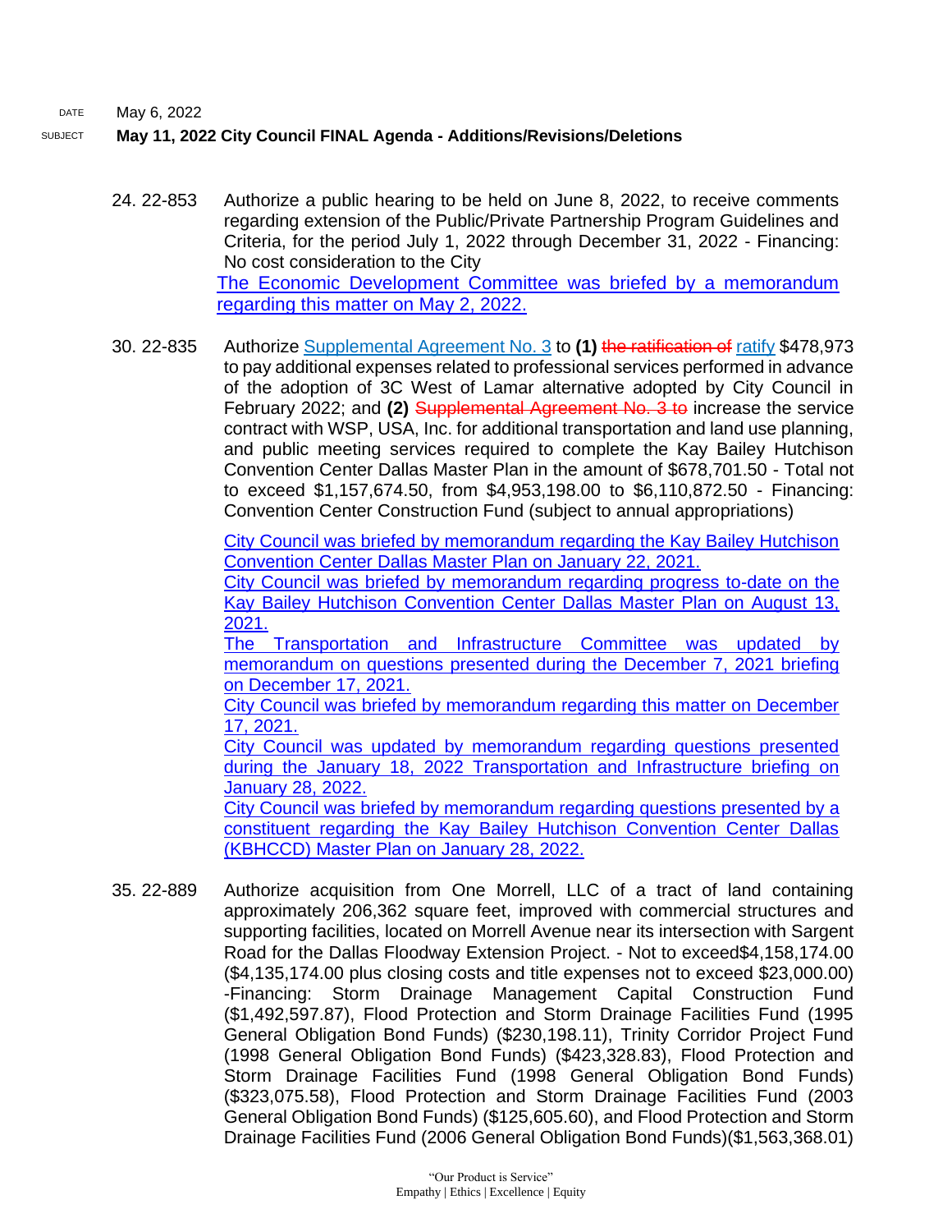DATE May 6, 2022

SUBJECT **May 11, 2022 City Council FINAL Agenda - Additions/Revisions/Deletions**

24. 22-853 Authorize a public hearing to be held on June 8, 2022, to receive comments regarding extension of the Public/Private Partnership Program Guidelines and Criteria, for the period July 1, 2022 through December 31, 2022 - Financing: No cost consideration to the City
 The Economic Development Committee was briefed by a memorandum regarding this matter on May 2, 2022.

30. 22-835 Authorize Supplemental Agreement No. 3 to **(1)** ~~the ratification of~~ ratify $478,973 to pay additional expenses related to professional services performed in advance of the adoption of 3C West of Lamar alternative adopted by City Council in February 2022; and **(2)** ~~Supplemental Agreement No. 3 to~~ increase the service contract with WSP, USA, Inc. for additional transportation and land use planning, and public meeting services required to complete the Kay Bailey Hutchison Convention Center Dallas Master Plan in the amount of $678,701.50 - Total not to exceed $1,157,674.50, from $4,953,198.00 to $6,110,872.50 - Financing: Convention Center Construction Fund (subject to annual appropriations)

 City Council was briefed by memorandum regarding the Kay Bailey Hutchison Convention Center Dallas Master Plan on January 22, 2021.
 City Council was briefed by memorandum regarding progress to-date on the Kay Bailey Hutchison Convention Center Dallas Master Plan on August 13, 2021.
 The Transportation and Infrastructure Committee was updated by memorandum on questions presented during the December 7, 2021 briefing on December 17, 2021.
 City Council was briefed by memorandum regarding this matter on December 17, 2021.
 City Council was updated by memorandum regarding questions presented during the January 18, 2022 Transportation and Infrastructure briefing on January 28, 2022.
 City Council was briefed by memorandum regarding questions presented by a constituent regarding the Kay Bailey Hutchison Convention Center Dallas (KBHCCD) Master Plan on January 28, 2022.

35. 22-889 Authorize acquisition from One Morrell, LLC of a tract of land containing approximately 206,362 square feet, improved with commercial structures and supporting facilities, located on Morrell Avenue near its intersection with Sargent Road for the Dallas Floodway Extension Project. - Not to exceed$4,158,174.00 ($4,135,174.00 plus closing costs and title expenses not to exceed $23,000.00) -Financing: Storm Drainage Management Capital Construction Fund ($1,492,597.87), Flood Protection and Storm Drainage Facilities Fund (1995 General Obligation Bond Funds) ($230,198.11), Trinity Corridor Project Fund (1998 General Obligation Bond Funds) ($423,328.83), Flood Protection and Storm Drainage Facilities Fund (1998 General Obligation Bond Funds) ($323,075.58), Flood Protection and Storm Drainage Facilities Fund (2003 General Obligation Bond Funds) ($125,605.60), and Flood Protection and Storm Drainage Facilities Fund (2006 General Obligation Bond Funds)($1,563,368.01)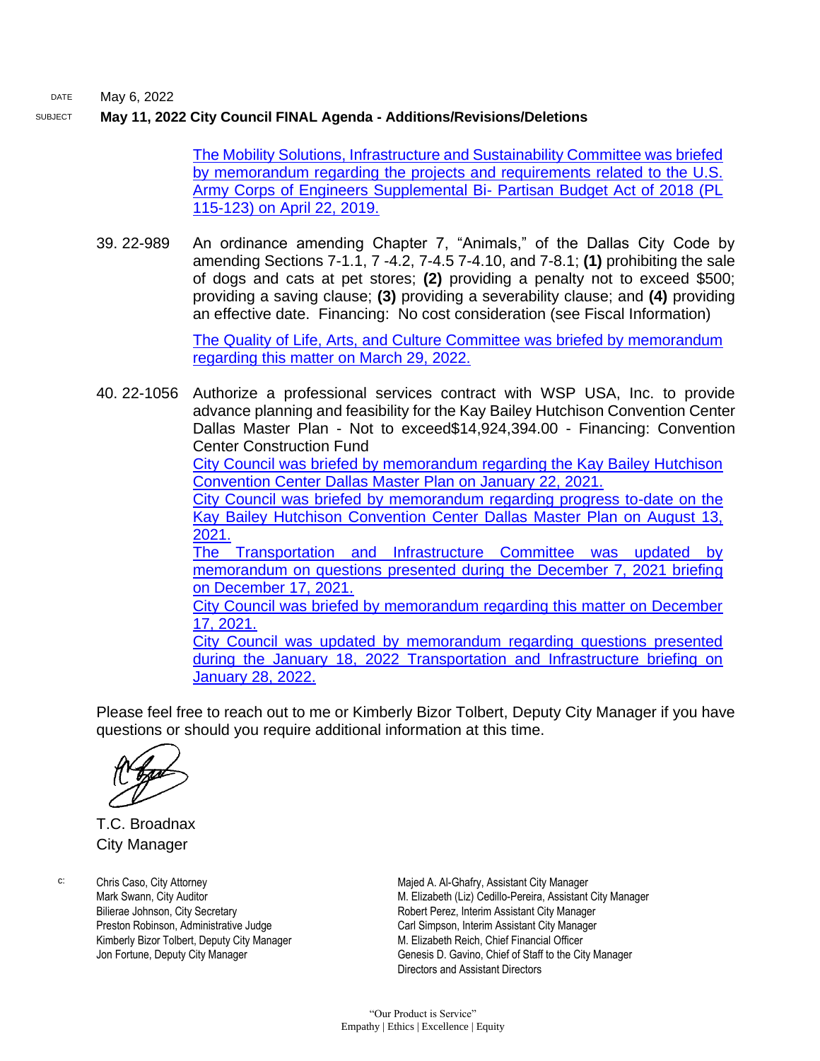DATE May 6, 2022

SUBJECT **May 11, 2022 City Council FINAL Agenda - Additions/Revisions/Deletions**

The Mobility Solutions, Infrastructure and Sustainability Committee was briefed by memorandum regarding the projects and requirements related to the U.S. Army Corps of Engineers Supplemental Bi- Partisan Budget Act of 2018 (PL 115-123) on April 22, 2019.

39. 22-989 An ordinance amending Chapter 7, "Animals," of the Dallas City Code by amending Sections 7-1.1, 7 -4.2, 7-4.5 7-4.10, and 7-8.1; **(1)** prohibiting the sale of dogs and cats at pet stores; **(2)** providing a penalty not to exceed $500; providing a saving clause; **(3)** providing a severability clause; and **(4)** providing an effective date. Financing: No cost consideration (see Fiscal Information)

The Quality of Life, Arts, and Culture Committee was briefed by memorandum regarding this matter on March 29, 2022.

40. 22-1056 Authorize a professional services contract with WSP USA, Inc. to provide advance planning and feasibility for the Kay Bailey Hutchison Convention Center Dallas Master Plan - Not to exceed$14,924,394.00 - Financing: Convention Center Construction Fund

City Council was briefed by memorandum regarding the Kay Bailey Hutchison Convention Center Dallas Master Plan on January 22, 2021.
City Council was briefed by memorandum regarding progress to-date on the Kay Bailey Hutchison Convention Center Dallas Master Plan on August 13, 2021.
The Transportation and Infrastructure Committee was updated by memorandum on questions presented during the December 7, 2021 briefing on December 17, 2021.
City Council was briefed by memorandum regarding this matter on December 17, 2021.
City Council was updated by memorandum regarding questions presented during the January 18, 2022 Transportation and Infrastructure briefing on January 28, 2022.

Please feel free to reach out to me or Kimberly Bizor Tolbert, Deputy City Manager if you have questions or should you require additional information at this time.

T.C. Broadnax
City Manager

c:
Chris Caso, City Attorney
Mark Swann, City Auditor
Bilierae Johnson, City Secretary
Preston Robinson, Administrative Judge
Kimberly Bizor Tolbert, Deputy City Manager
Jon Fortune, Deputy City Manager
Majed A. Al-Ghafry, Assistant City Manager
M. Elizabeth (Liz) Cedillo-Pereira, Assistant City Manager
Robert Perez, Interim Assistant City Manager
Carl Simpson, Interim Assistant City Manager
M. Elizabeth Reich, Chief Financial Officer
Genesis D. Gavino, Chief of Staff to the City Manager
Directors and Assistant Directors

"Our Product is Service"
Empathy | Ethics | Excellence | Equity